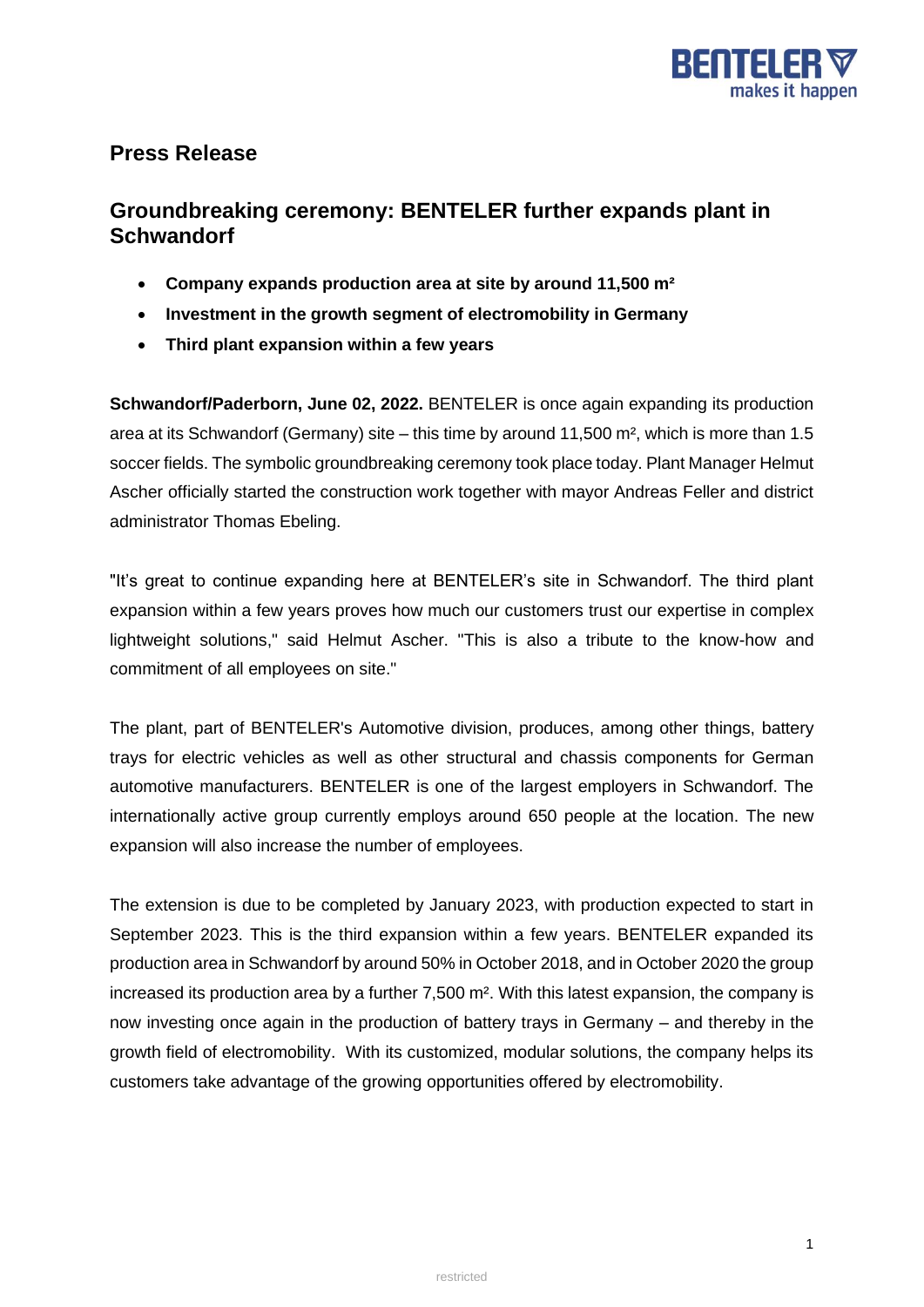# Press Release

## Groundbreaking ceremony: BENTELER further expands plant in Schwandorf

- **Company expands production area at site by around 11,500 m²**
- **Investment in the growth segment of electromobility in Germany**
- **Third plant expansion within a few years**

**Schwandorf/Paderborn, June 02, 2022.** BENTELER is once again expanding its production area at its Schwandorf (Germany) site – this time by around 11,500 m², which is more than 1.5 soccer fields. The symbolic groundbreaking ceremony took place today. Plant Manager Helmut Ascher officially started the construction work together with mayor Andreas Feller and district administrator Thomas Ebeling.

"It's great to continue expanding here at BENTELER's site in Schwandorf. The third plant expansion within a few years proves how much our customers trust our expertise in complex lightweight solutions," said Helmut Ascher. "This is also a tribute to the know-how and commitment of all employees on site."

The plant, part of BENTELER's Automotive division, produces, among other things, battery trays for electric vehicles as well as other structural and chassis components for German automotive manufacturers. BENTELER is one of the largest employers in Schwandorf. The internationally active group currently employs around 650 people at the location. The new expansion will also increase the number of employees.

The extension is due to be completed by January 2023, with production expected to start in September 2023. This is the third expansion within a few years. BENTELER expanded its production area in Schwandorf by around 50% in October 2018, and in October 2020 the group increased its production area by a further 7,500 m². With this latest expansion, the company is now investing once again in the production of battery trays in Germany – and thereby in the growth field of electromobility. With its customized, modular solutions, the company helps its customers take advantage of the growing opportunities offered by electromobility.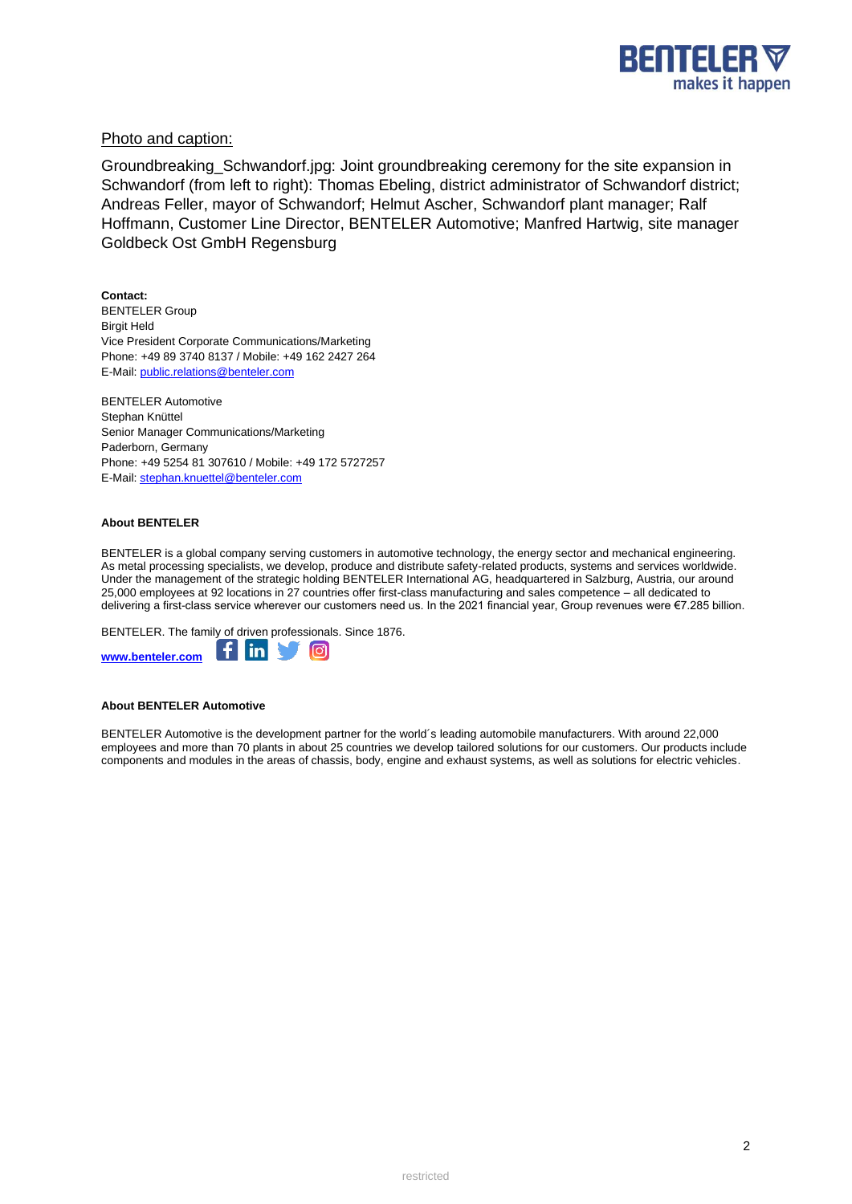Photo and caption:

Groundbreaking_Schwandorf.jpg: Joint groundbreaking ceremony for the site expansion in Schwandorf (from left to right): Thomas Ebeling, district administrator of Schwandorf district; Andreas Feller, mayor of Schwandorf; Helmut Ascher, Schwandorf plant manager; Ralf Hoffmann, Customer Line Director, BENTELER Automotive; Manfred Hartwig, site manager Goldbeck Ost GmbH Regensburg

**Contact:**
BENTELER Group
Birgit Held
Vice President Corporate Communications/Marketing
Phone: +49 89 3740 8137 / Mobile: +49 162 2427 264
E-Mail: public.relations@benteler.com

BENTELER Automotive
Stephan Knüttel
Senior Manager Communications/Marketing
Paderborn, Germany
Phone: +49 5254 81 307610 / Mobile: +49 172 5727257
E-Mail: stephan.knuettel@benteler.com

**About BENTELER**

BENTELER is a global company serving customers in automotive technology, the energy sector and mechanical engineering. As metal processing specialists, we develop, produce and distribute safety-related products, systems and services worldwide. Under the management of the strategic holding BENTELER International AG, headquartered in Salzburg, Austria, our around 25,000 employees at 92 locations in 27 countries offer first-class manufacturing and sales competence – all dedicated to delivering a first-class service wherever our customers need us. In the 2021 financial year, Group revenues were €7.285 billion.

BENTELER. The family of driven professionals. Since 1876.

**www.benteler.com**

**About BENTELER Automotive**

BENTELER Automotive is the development partner for the world´s leading automobile manufacturers. With around 22,000 employees and more than 70 plants in about 25 countries we develop tailored solutions for our customers. Our products include components and modules in the areas of chassis, body, engine and exhaust systems, as well as solutions for electric vehicles.